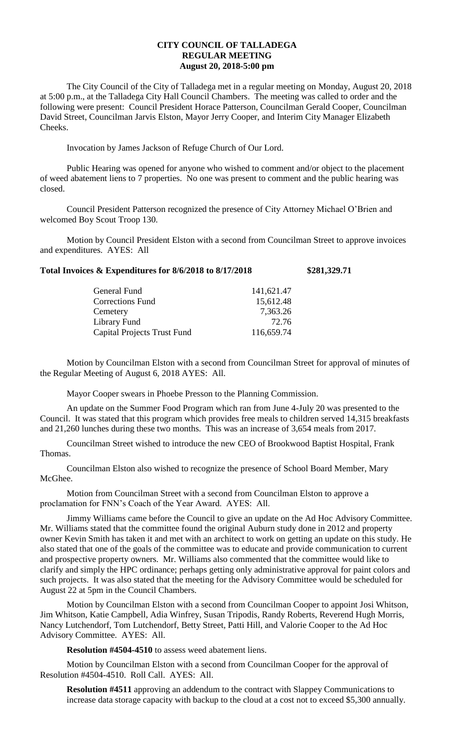**CITY COUNCIL OF TALLADEGA**
**REGULAR MEETING**
**August 20, 2018-5:00 pm**

The City Council of the City of Talladega met in a regular meeting on Monday, August 20, 2018 at 5:00 p.m., at the Talladega City Hall Council Chambers. The meeting was called to order and the following were present: Council President Horace Patterson, Councilman Gerald Cooper, Councilman David Street, Councilman Jarvis Elston, Mayor Jerry Cooper, and Interim City Manager Elizabeth Cheeks.

Invocation by James Jackson of Refuge Church of Our Lord.

Public Hearing was opened for anyone who wished to comment and/or object to the placement of weed abatement liens to 7 properties. No one was present to comment and the public hearing was closed.

Council President Patterson recognized the presence of City Attorney Michael O'Brien and welcomed Boy Scout Troop 130.

Motion by Council President Elston with a second from Councilman Street to approve invoices and expenditures. AYES: All

**Total Invoices & Expenditures for 8/6/2018 to 8/17/2018 $281,329.71**

| | |
|---|---|
| General Fund | 141,621.47 |
| Corrections Fund | 15,612.48 |
| Cemetery | 7,363.26 |
| Library Fund | 72.76 |
| Capital Projects Trust Fund | 116,659.74 |

Motion by Councilman Elston with a second from Councilman Street for approval of minutes of the Regular Meeting of August 6, 2018 AYES: All.

Mayor Cooper swears in Phoebe Presson to the Planning Commission.

An update on the Summer Food Program which ran from June 4-July 20 was presented to the Council. It was stated that this program which provides free meals to children served 14,315 breakfasts and 21,260 lunches during these two months. This was an increase of 3,654 meals from 2017.

Councilman Street wished to introduce the new CEO of Brookwood Baptist Hospital, Frank Thomas.

Councilman Elston also wished to recognize the presence of School Board Member, Mary McGhee.

Motion from Councilman Street with a second from Councilman Elston to approve a proclamation for FNN's Coach of the Year Award. AYES: All.

Jimmy Williams came before the Council to give an update on the Ad Hoc Advisory Committee. Mr. Williams stated that the committee found the original Auburn study done in 2012 and property owner Kevin Smith has taken it and met with an architect to work on getting an update on this study. He also stated that one of the goals of the committee was to educate and provide communication to current and prospective property owners. Mr. Williams also commented that the committee would like to clarify and simply the HPC ordinance; perhaps getting only administrative approval for paint colors and such projects. It was also stated that the meeting for the Advisory Committee would be scheduled for August 22 at 5pm in the Council Chambers.

Motion by Councilman Elston with a second from Councilman Cooper to appoint Josi Whitson, Jim Whitson, Katie Campbell, Adia Winfrey, Susan Tripodis, Randy Roberts, Reverend Hugh Morris, Nancy Lutchendorf, Tom Lutchendorf, Betty Street, Patti Hill, and Valorie Cooper to the Ad Hoc Advisory Committee. AYES: All.

**Resolution #4504-4510** to assess weed abatement liens.

Motion by Councilman Elston with a second from Councilman Cooper for the approval of Resolution #4504-4510. Roll Call. AYES: All.

**Resolution #4511** approving an addendum to the contract with Slappey Communications to increase data storage capacity with backup to the cloud at a cost not to exceed $5,300 annually.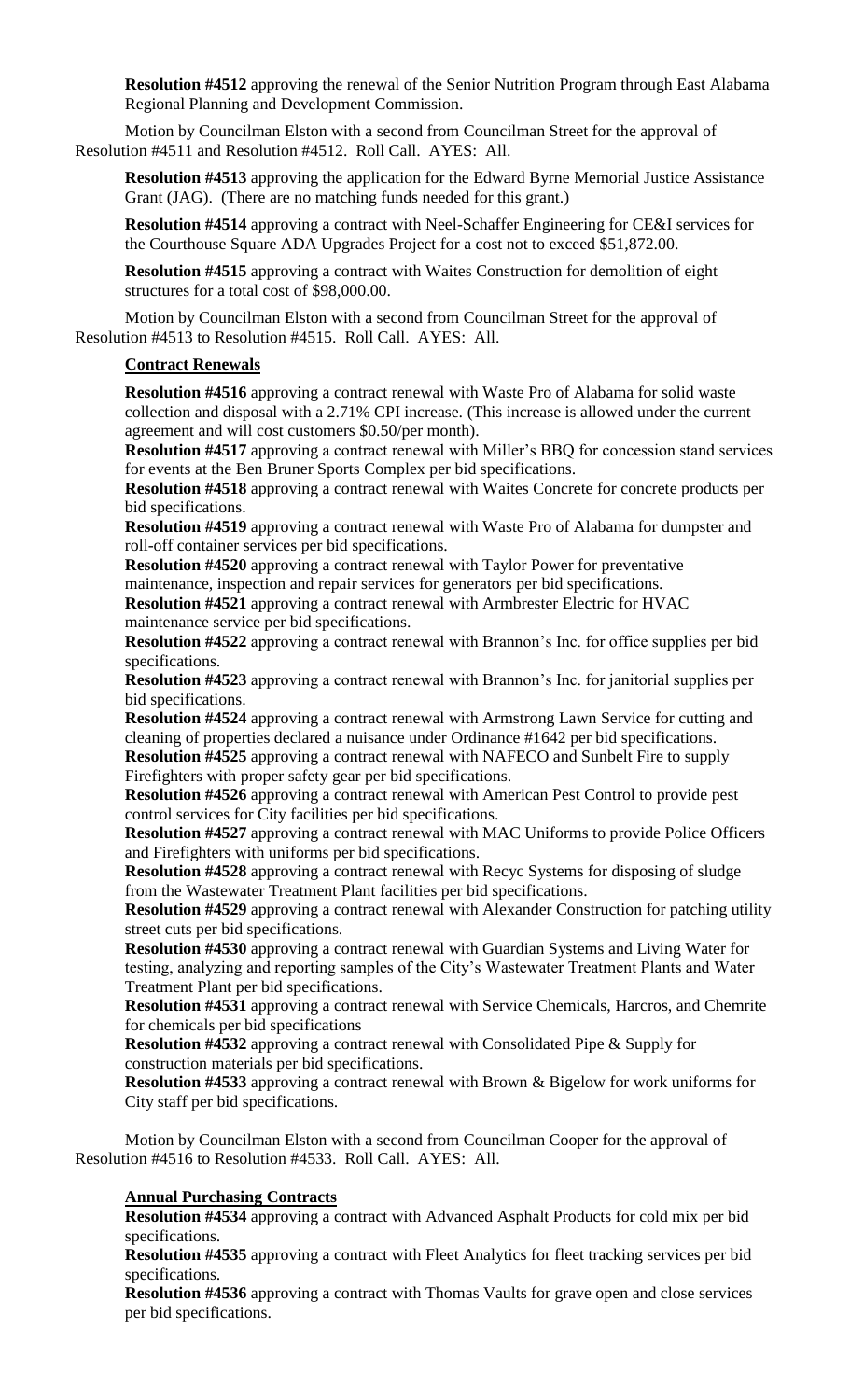**Resolution #4512** approving the renewal of the Senior Nutrition Program through East Alabama Regional Planning and Development Commission.

Motion by Councilman Elston with a second from Councilman Street for the approval of Resolution #4511 and Resolution #4512. Roll Call. AYES: All.

**Resolution #4513** approving the application for the Edward Byrne Memorial Justice Assistance Grant (JAG). (There are no matching funds needed for this grant.)

**Resolution #4514** approving a contract with Neel-Schaffer Engineering for CE&I services for the Courthouse Square ADA Upgrades Project for a cost not to exceed $51,872.00.

**Resolution #4515** approving a contract with Waites Construction for demolition of eight structures for a total cost of $98,000.00.

Motion by Councilman Elston with a second from Councilman Street for the approval of Resolution #4513 to Resolution #4515. Roll Call. AYES: All.

**Contract Renewals**

**Resolution #4516** approving a contract renewal with Waste Pro of Alabama for solid waste collection and disposal with a 2.71% CPI increase. (This increase is allowed under the current agreement and will cost customers $0.50/per month).

**Resolution #4517** approving a contract renewal with Miller's BBQ for concession stand services for events at the Ben Bruner Sports Complex per bid specifications.

**Resolution #4518** approving a contract renewal with Waites Concrete for concrete products per bid specifications.

**Resolution #4519** approving a contract renewal with Waste Pro of Alabama for dumpster and roll-off container services per bid specifications.

**Resolution #4520** approving a contract renewal with Taylor Power for preventative maintenance, inspection and repair services for generators per bid specifications.

**Resolution #4521** approving a contract renewal with Armbrester Electric for HVAC maintenance service per bid specifications.

**Resolution #4522** approving a contract renewal with Brannon's Inc. for office supplies per bid specifications.

**Resolution #4523** approving a contract renewal with Brannon's Inc. for janitorial supplies per bid specifications.

**Resolution #4524** approving a contract renewal with Armstrong Lawn Service for cutting and cleaning of properties declared a nuisance under Ordinance #1642 per bid specifications.

**Resolution #4525** approving a contract renewal with NAFECO and Sunbelt Fire to supply Firefighters with proper safety gear per bid specifications.

**Resolution #4526** approving a contract renewal with American Pest Control to provide pest control services for City facilities per bid specifications.

**Resolution #4527** approving a contract renewal with MAC Uniforms to provide Police Officers and Firefighters with uniforms per bid specifications.

**Resolution #4528** approving a contract renewal with Recyc Systems for disposing of sludge from the Wastewater Treatment Plant facilities per bid specifications.

**Resolution #4529** approving a contract renewal with Alexander Construction for patching utility street cuts per bid specifications.

**Resolution #4530** approving a contract renewal with Guardian Systems and Living Water for testing, analyzing and reporting samples of the City's Wastewater Treatment Plants and Water Treatment Plant per bid specifications.

**Resolution #4531** approving a contract renewal with Service Chemicals, Harcros, and Chemrite for chemicals per bid specifications

**Resolution #4532** approving a contract renewal with Consolidated Pipe & Supply for construction materials per bid specifications.

**Resolution #4533** approving a contract renewal with Brown & Bigelow for work uniforms for City staff per bid specifications.

Motion by Councilman Elston with a second from Councilman Cooper for the approval of Resolution #4516 to Resolution #4533. Roll Call. AYES: All.

**Annual Purchasing Contracts**

**Resolution #4534** approving a contract with Advanced Asphalt Products for cold mix per bid specifications.

**Resolution #4535** approving a contract with Fleet Analytics for fleet tracking services per bid specifications.

**Resolution #4536** approving a contract with Thomas Vaults for grave open and close services per bid specifications.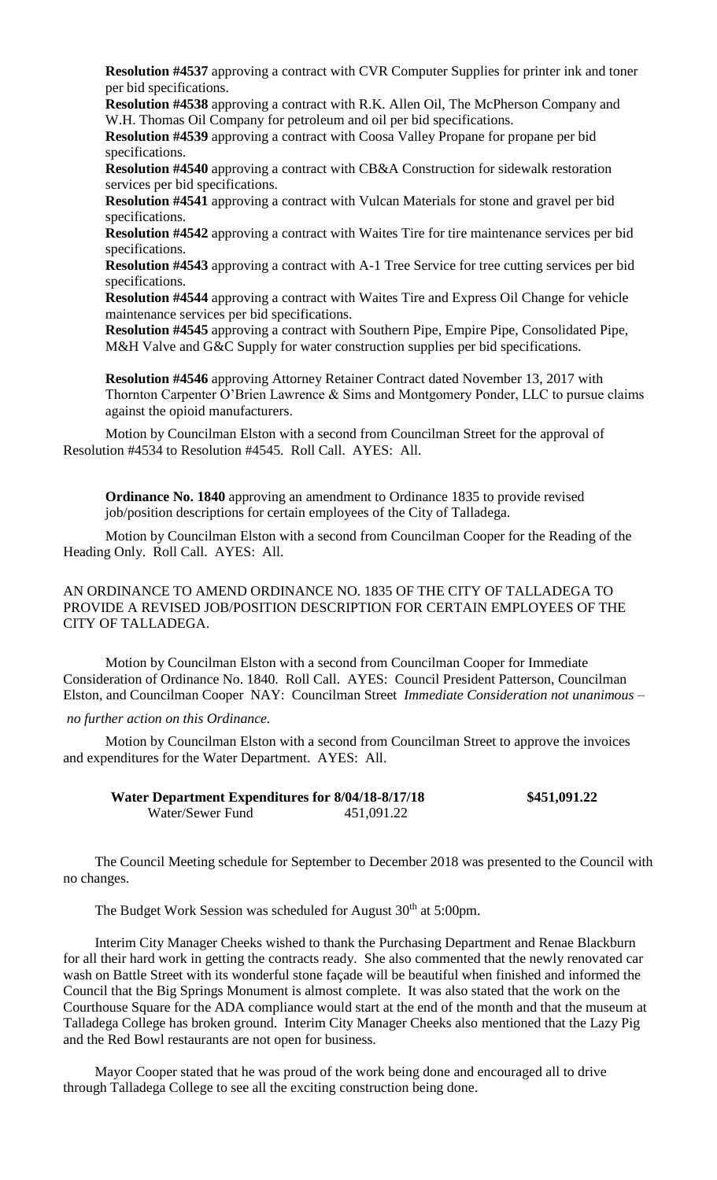**Resolution #4537** approving a contract with CVR Computer Supplies for printer ink and toner per bid specifications.

**Resolution #4538** approving a contract with R.K. Allen Oil, The McPherson Company and W.H. Thomas Oil Company for petroleum and oil per bid specifications.

**Resolution #4539** approving a contract with Coosa Valley Propane for propane per bid specifications.

**Resolution #4540** approving a contract with CB&A Construction for sidewalk restoration services per bid specifications.

**Resolution #4541** approving a contract with Vulcan Materials for stone and gravel per bid specifications.

**Resolution #4542** approving a contract with Waites Tire for tire maintenance services per bid specifications.

**Resolution #4543** approving a contract with A-1 Tree Service for tree cutting services per bid specifications.

**Resolution #4544** approving a contract with Waites Tire and Express Oil Change for vehicle maintenance services per bid specifications.

**Resolution #4545** approving a contract with Southern Pipe, Empire Pipe, Consolidated Pipe, M&H Valve and G&C Supply for water construction supplies per bid specifications.

**Resolution #4546** approving Attorney Retainer Contract dated November 13, 2017 with Thornton Carpenter O'Brien Lawrence & Sims and Montgomery Ponder, LLC to pursue claims against the opioid manufacturers.

Motion by Councilman Elston with a second from Councilman Street for the approval of Resolution #4534 to Resolution #4545. Roll Call. AYES: All.

**Ordinance No. 1840** approving an amendment to Ordinance 1835 to provide revised job/position descriptions for certain employees of the City of Talladega.

Motion by Councilman Elston with a second from Councilman Cooper for the Reading of the Heading Only. Roll Call. AYES: All.

AN ORDINANCE TO AMEND ORDINANCE NO. 1835 OF THE CITY OF TALLADEGA TO PROVIDE A REVISED JOB/POSITION DESCRIPTION FOR CERTAIN EMPLOYEES OF THE CITY OF TALLADEGA.

Motion by Councilman Elston with a second from Councilman Cooper for Immediate Consideration of Ordinance No. 1840. Roll Call. AYES: Council President Patterson, Councilman Elston, and Councilman Cooper NAY: Councilman Street *Immediate Consideration not unanimous – no further action on this Ordinance.*

Motion by Councilman Elston with a second from Councilman Street to approve the invoices and expenditures for the Water Department. AYES: All.

| | | |
|---|---|---|
| **Water Department Expenditures for 8/04/18-8/17/18** | | **$451,091.22** |
| Water/Sewer Fund | 451,091.22 | |

The Council Meeting schedule for September to December 2018 was presented to the Council with no changes.

The Budget Work Session was scheduled for August 30th at 5:00pm.

Interim City Manager Cheeks wished to thank the Purchasing Department and Renae Blackburn for all their hard work in getting the contracts ready. She also commented that the newly renovated car wash on Battle Street with its wonderful stone façade will be beautiful when finished and informed the Council that the Big Springs Monument is almost complete. It was also stated that the work on the Courthouse Square for the ADA compliance would start at the end of the month and that the museum at Talladega College has broken ground. Interim City Manager Cheeks also mentioned that the Lazy Pig and the Red Bowl restaurants are not open for business.

Mayor Cooper stated that he was proud of the work being done and encouraged all to drive through Talladega College to see all the exciting construction being done.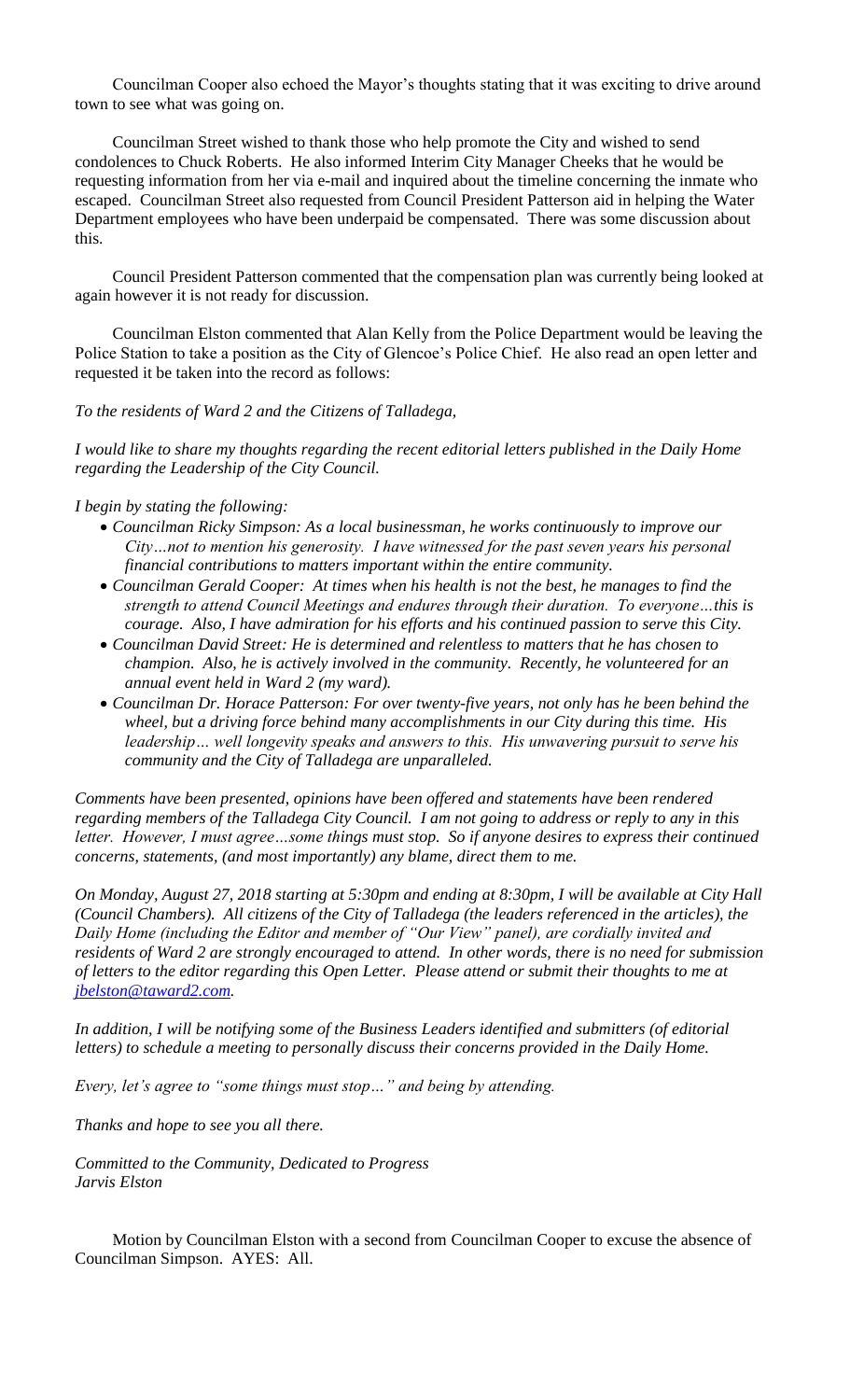Councilman Cooper also echoed the Mayor's thoughts stating that it was exciting to drive around town to see what was going on.

Councilman Street wished to thank those who help promote the City and wished to send condolences to Chuck Roberts. He also informed Interim City Manager Cheeks that he would be requesting information from her via e-mail and inquired about the timeline concerning the inmate who escaped. Councilman Street also requested from Council President Patterson aid in helping the Water Department employees who have been underpaid be compensated. There was some discussion about this.

Council President Patterson commented that the compensation plan was currently being looked at again however it is not ready for discussion.

Councilman Elston commented that Alan Kelly from the Police Department would be leaving the Police Station to take a position as the City of Glencoe's Police Chief. He also read an open letter and requested it be taken into the record as follows:

*To the residents of Ward 2 and the Citizens of Talladega,*

*I would like to share my thoughts regarding the recent editorial letters published in the Daily Home regarding the Leadership of the City Council.*

*I begin by stating the following:*

- *Councilman Ricky Simpson: As a local businessman, he works continuously to improve our City…not to mention his generosity. I have witnessed for the past seven years his personal financial contributions to matters important within the entire community.*
- *Councilman Gerald Cooper: At times when his health is not the best, he manages to find the strength to attend Council Meetings and endures through their duration. To everyone…this is courage. Also, I have admiration for his efforts and his continued passion to serve this City.*
- *Councilman David Street: He is determined and relentless to matters that he has chosen to champion. Also, he is actively involved in the community. Recently, he volunteered for an annual event held in Ward 2 (my ward).*
- *Councilman Dr. Horace Patterson: For over twenty-five years, not only has he been behind the wheel, but a driving force behind many accomplishments in our City during this time. His leadership… well longevity speaks and answers to this. His unwavering pursuit to serve his community and the City of Talladega are unparalleled.*

*Comments have been presented, opinions have been offered and statements have been rendered regarding members of the Talladega City Council. I am not going to address or reply to any in this letter. However, I must agree…some things must stop. So if anyone desires to express their continued concerns, statements, (and most importantly) any blame, direct them to me.*

*On Monday, August 27, 2018 starting at 5:30pm and ending at 8:30pm, I will be available at City Hall (Council Chambers). All citizens of the City of Talladega (the leaders referenced in the articles), the Daily Home (including the Editor and member of "Our View" panel), are cordially invited and residents of Ward 2 are strongly encouraged to attend. In other words, there is no need for submission of letters to the editor regarding this Open Letter. Please attend or submit their thoughts to me at jbelston@taward2.com.*

*In addition, I will be notifying some of the Business Leaders identified and submitters (of editorial letters) to schedule a meeting to personally discuss their concerns provided in the Daily Home.*

*Every, let's agree to "some things must stop…" and being by attending.*

*Thanks and hope to see you all there.*

*Committed to the Community, Dedicated to Progress*
*Jarvis Elston*

Motion by Councilman Elston with a second from Councilman Cooper to excuse the absence of Councilman Simpson. AYES: All.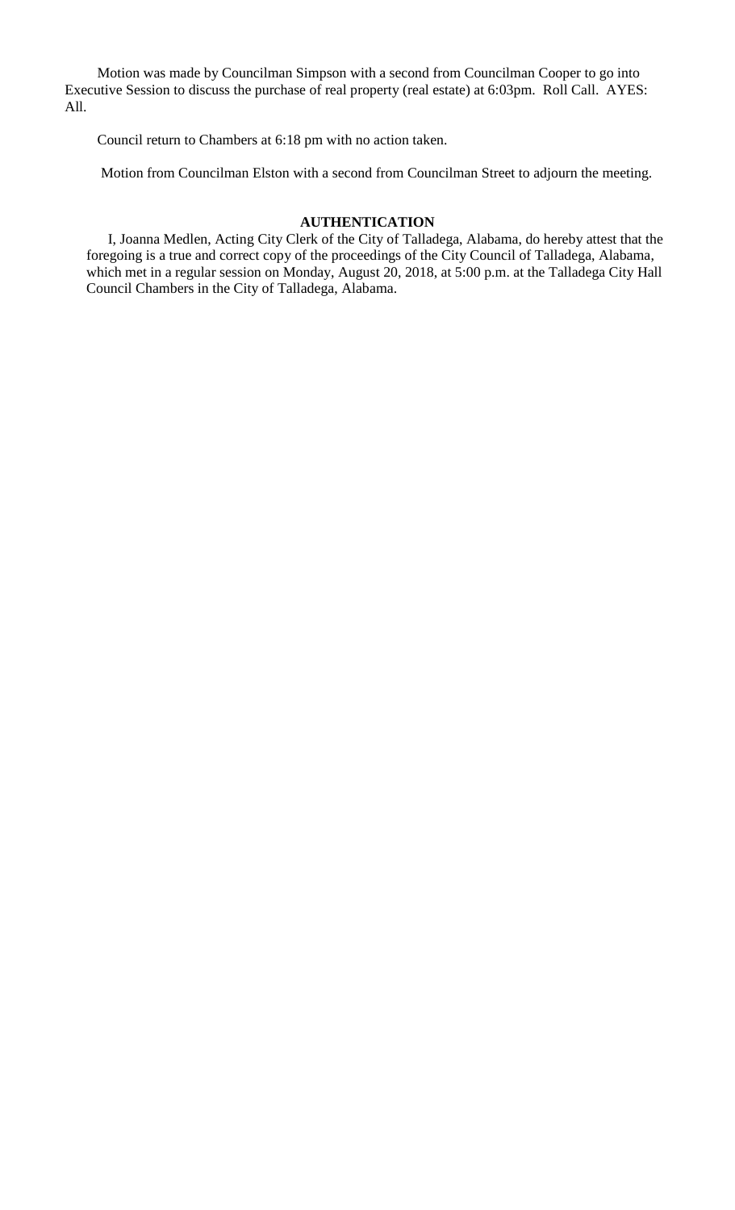Motion was made by Councilman Simpson with a second from Councilman Cooper to go into Executive Session to discuss the purchase of real property (real estate) at 6:03pm. Roll Call. AYES: All.

Council return to Chambers at 6:18 pm with no action taken.

Motion from Councilman Elston with a second from Councilman Street to adjourn the meeting.

**AUTHENTICATION**

I, Joanna Medlen, Acting City Clerk of the City of Talladega, Alabama, do hereby attest that the foregoing is a true and correct copy of the proceedings of the City Council of Talladega, Alabama, which met in a regular session on Monday, August 20, 2018, at 5:00 p.m. at the Talladega City Hall Council Chambers in the City of Talladega, Alabama.